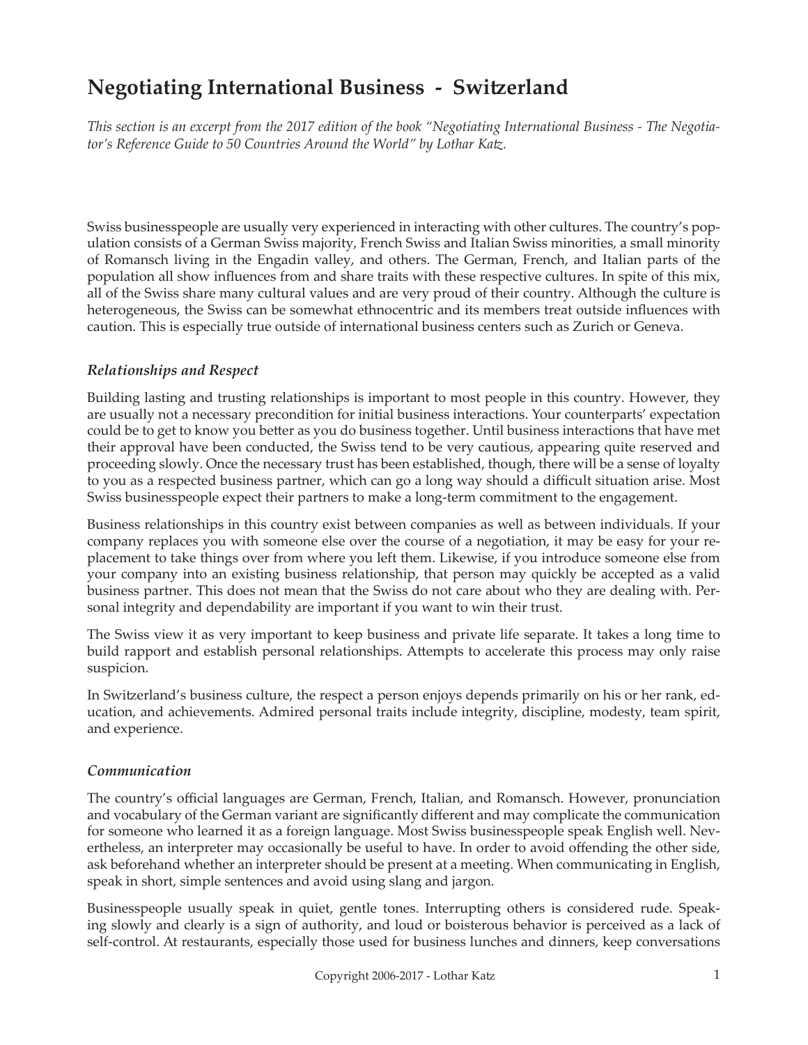# Negotiating International Business - Switzerland

*This section is an excerpt from the 2017 edition of the book "Negotiating International Business - The Negotiator's Reference Guide to 50 Countries Around the World" by Lothar Katz.*

Swiss businesspeople are usually very experienced in interacting with other cultures. The country's population consists of a German Swiss majority, French Swiss and Italian Swiss minorities, a small minority of Romansch living in the Engadin valley, and others. The German, French, and Italian parts of the population all show influences from and share traits with these respective cultures. In spite of this mix, all of the Swiss share many cultural values and are very proud of their country. Although the culture is heterogeneous, the Swiss can be somewhat ethnocentric and its members treat outside influences with caution. This is especially true outside of international business centers such as Zurich or Geneva.

## *Relationships and Respect*

Building lasting and trusting relationships is important to most people in this country. However, they are usually not a necessary precondition for initial business interactions. Your counterparts' expectation could be to get to know you better as you do business together. Until business interactions that have met their approval have been conducted, the Swiss tend to be very cautious, appearing quite reserved and proceeding slowly. Once the necessary trust has been established, though, there will be a sense of loyalty to you as a respected business partner, which can go a long way should a difficult situation arise. Most Swiss businesspeople expect their partners to make a long-term commitment to the engagement.

Business relationships in this country exist between companies as well as between individuals. If your company replaces you with someone else over the course of a negotiation, it may be easy for your replacement to take things over from where you left them. Likewise, if you introduce someone else from your company into an existing business relationship, that person may quickly be accepted as a valid business partner. This does not mean that the Swiss do not care about who they are dealing with. Personal integrity and dependability are important if you want to win their trust.

The Swiss view it as very important to keep business and private life separate. It takes a long time to build rapport and establish personal relationships. Attempts to accelerate this process may only raise suspicion.

In Switzerland's business culture, the respect a person enjoys depends primarily on his or her rank, education, and achievements. Admired personal traits include integrity, discipline, modesty, team spirit, and experience.

## *Communication*

The country's official languages are German, French, Italian, and Romansch. However, pronunciation and vocabulary of the German variant are significantly different and may complicate the communication for someone who learned it as a foreign language. Most Swiss businesspeople speak English well. Nevertheless, an interpreter may occasionally be useful to have. In order to avoid offending the other side, ask beforehand whether an interpreter should be present at a meeting. When communicating in English, speak in short, simple sentences and avoid using slang and jargon.

Businesspeople usually speak in quiet, gentle tones. Interrupting others is considered rude. Speaking slowly and clearly is a sign of authority, and loud or boisterous behavior is perceived as a lack of self-control. At restaurants, especially those used for business lunches and dinners, keep conversations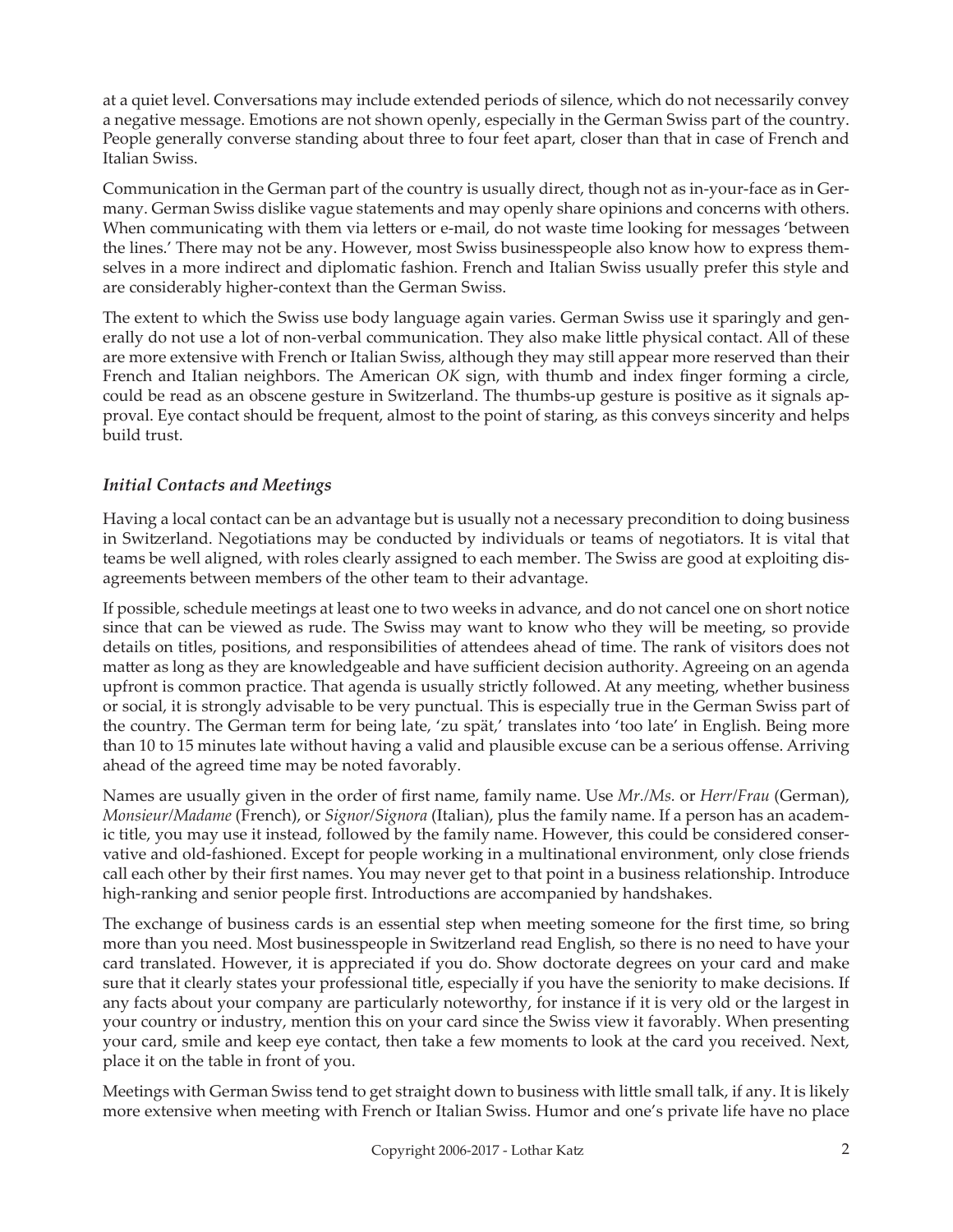at a quiet level. Conversations may include extended periods of silence, which do not necessarily convey a negative message. Emotions are not shown openly, especially in the German Swiss part of the country. People generally converse standing about three to four feet apart, closer than that in case of French and Italian Swiss.

Communication in the German part of the country is usually direct, though not as in-your-face as in Germany. German Swiss dislike vague statements and may openly share opinions and concerns with others. When communicating with them via letters or e-mail, do not waste time looking for messages 'between the lines.' There may not be any. However, most Swiss businesspeople also know how to express themselves in a more indirect and diplomatic fashion. French and Italian Swiss usually prefer this style and are considerably higher-context than the German Swiss.

The extent to which the Swiss use body language again varies. German Swiss use it sparingly and generally do not use a lot of non-verbal communication. They also make little physical contact. All of these are more extensive with French or Italian Swiss, although they may still appear more reserved than their French and Italian neighbors. The American *OK* sign, with thumb and index finger forming a circle, could be read as an obscene gesture in Switzerland. The thumbs-up gesture is positive as it signals approval. Eye contact should be frequent, almost to the point of staring, as this conveys sincerity and helps build trust.

### *Initial Contacts and Meetings*

Having a local contact can be an advantage but is usually not a necessary precondition to doing business in Switzerland. Negotiations may be conducted by individuals or teams of negotiators. It is vital that teams be well aligned, with roles clearly assigned to each member. The Swiss are good at exploiting disagreements between members of the other team to their advantage.

If possible, schedule meetings at least one to two weeks in advance, and do not cancel one on short notice since that can be viewed as rude. The Swiss may want to know who they will be meeting, so provide details on titles, positions, and responsibilities of attendees ahead of time. The rank of visitors does not matter as long as they are knowledgeable and have sufficient decision authority. Agreeing on an agenda upfront is common practice. That agenda is usually strictly followed. At any meeting, whether business or social, it is strongly advisable to be very punctual. This is especially true in the German Swiss part of the country. The German term for being late, 'zu spät,' translates into 'too late' in English. Being more than 10 to 15 minutes late without having a valid and plausible excuse can be a serious offense. Arriving ahead of the agreed time may be noted favorably.

Names are usually given in the order of first name, family name. Use *Mr./Ms.* or *Herr/Frau* (German), *Monsieur/Madame* (French), or *Signor/Signora* (Italian), plus the family name. If a person has an academic title, you may use it instead, followed by the family name. However, this could be considered conservative and old-fashioned. Except for people working in a multinational environment, only close friends call each other by their first names. You may never get to that point in a business relationship. Introduce high-ranking and senior people first. Introductions are accompanied by handshakes.

The exchange of business cards is an essential step when meeting someone for the first time, so bring more than you need. Most businesspeople in Switzerland read English, so there is no need to have your card translated. However, it is appreciated if you do. Show doctorate degrees on your card and make sure that it clearly states your professional title, especially if you have the seniority to make decisions. If any facts about your company are particularly noteworthy, for instance if it is very old or the largest in your country or industry, mention this on your card since the Swiss view it favorably. When presenting your card, smile and keep eye contact, then take a few moments to look at the card you received. Next, place it on the table in front of you.

Meetings with German Swiss tend to get straight down to business with little small talk, if any. It is likely more extensive when meeting with French or Italian Swiss. Humor and one's private life have no place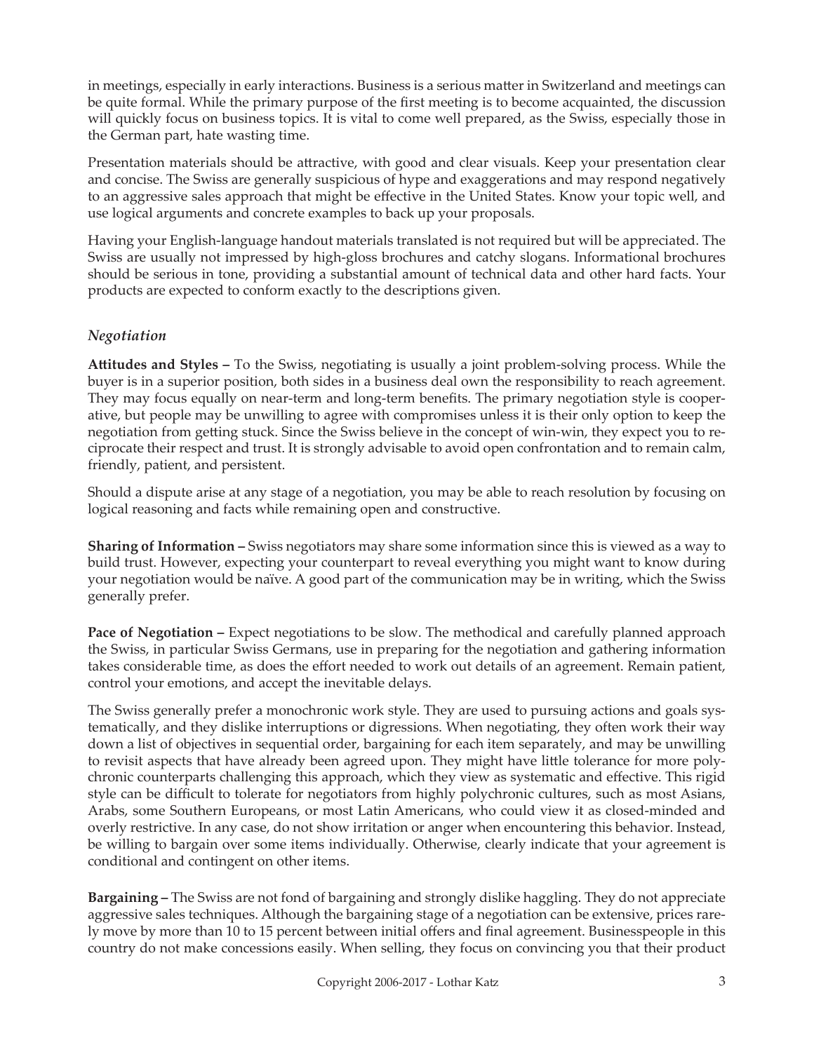in meetings, especially in early interactions. Business is a serious matter in Switzerland and meetings can be quite formal. While the primary purpose of the first meeting is to become acquainted, the discussion will quickly focus on business topics. It is vital to come well prepared, as the Swiss, especially those in the German part, hate wasting time.

Presentation materials should be attractive, with good and clear visuals. Keep your presentation clear and concise. The Swiss are generally suspicious of hype and exaggerations and may respond negatively to an aggressive sales approach that might be effective in the United States. Know your topic well, and use logical arguments and concrete examples to back up your proposals.

Having your English-language handout materials translated is not required but will be appreciated. The Swiss are usually not impressed by high-gloss brochures and catchy slogans. Informational brochures should be serious in tone, providing a substantial amount of technical data and other hard facts. Your products are expected to conform exactly to the descriptions given.

### *Negotiation*

**Attitudes and Styles –** To the Swiss, negotiating is usually a joint problem-solving process. While the buyer is in a superior position, both sides in a business deal own the responsibility to reach agreement. They may focus equally on near-term and long-term benefits. The primary negotiation style is cooperative, but people may be unwilling to agree with compromises unless it is their only option to keep the negotiation from getting stuck. Since the Swiss believe in the concept of win-win, they expect you to reciprocate their respect and trust. It is strongly advisable to avoid open confrontation and to remain calm, friendly, patient, and persistent.

Should a dispute arise at any stage of a negotiation, you may be able to reach resolution by focusing on logical reasoning and facts while remaining open and constructive.

**Sharing of Information –** Swiss negotiators may share some information since this is viewed as a way to build trust. However, expecting your counterpart to reveal everything you might want to know during your negotiation would be naïve. A good part of the communication may be in writing, which the Swiss generally prefer.

**Pace of Negotiation –** Expect negotiations to be slow. The methodical and carefully planned approach the Swiss, in particular Swiss Germans, use in preparing for the negotiation and gathering information takes considerable time, as does the effort needed to work out details of an agreement. Remain patient, control your emotions, and accept the inevitable delays.

The Swiss generally prefer a monochronic work style. They are used to pursuing actions and goals systematically, and they dislike interruptions or digressions. When negotiating, they often work their way down a list of objectives in sequential order, bargaining for each item separately, and may be unwilling to revisit aspects that have already been agreed upon. They might have little tolerance for more polychronic counterparts challenging this approach, which they view as systematic and effective. This rigid style can be difficult to tolerate for negotiators from highly polychronic cultures, such as most Asians, Arabs, some Southern Europeans, or most Latin Americans, who could view it as closed-minded and overly restrictive. In any case, do not show irritation or anger when encountering this behavior. Instead, be willing to bargain over some items individually. Otherwise, clearly indicate that your agreement is conditional and contingent on other items.

**Bargaining –** The Swiss are not fond of bargaining and strongly dislike haggling. They do not appreciate aggressive sales techniques. Although the bargaining stage of a negotiation can be extensive, prices rarely move by more than 10 to 15 percent between initial offers and final agreement. Businesspeople in this country do not make concessions easily. When selling, they focus on convincing you that their product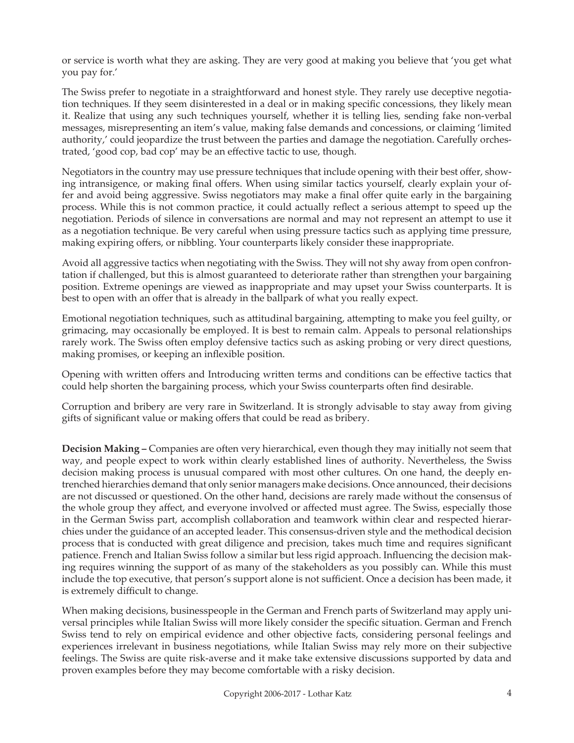or service is worth what they are asking. They are very good at making you believe that 'you get what you pay for.'

The Swiss prefer to negotiate in a straightforward and honest style. They rarely use deceptive negotiation techniques. If they seem disinterested in a deal or in making specific concessions, they likely mean it. Realize that using any such techniques yourself, whether it is telling lies, sending fake non-verbal messages, misrepresenting an item's value, making false demands and concessions, or claiming 'limited authority,' could jeopardize the trust between the parties and damage the negotiation. Carefully orchestrated, 'good cop, bad cop' may be an effective tactic to use, though.

Negotiators in the country may use pressure techniques that include opening with their best offer, showing intransigence, or making final offers. When using similar tactics yourself, clearly explain your offer and avoid being aggressive. Swiss negotiators may make a final offer quite early in the bargaining process. While this is not common practice, it could actually reflect a serious attempt to speed up the negotiation. Periods of silence in conversations are normal and may not represent an attempt to use it as a negotiation technique. Be very careful when using pressure tactics such as applying time pressure, making expiring offers, or nibbling. Your counterparts likely consider these inappropriate.

Avoid all aggressive tactics when negotiating with the Swiss. They will not shy away from open confrontation if challenged, but this is almost guaranteed to deteriorate rather than strengthen your bargaining position. Extreme openings are viewed as inappropriate and may upset your Swiss counterparts. It is best to open with an offer that is already in the ballpark of what you really expect.

Emotional negotiation techniques, such as attitudinal bargaining, attempting to make you feel guilty, or grimacing, may occasionally be employed. It is best to remain calm. Appeals to personal relationships rarely work. The Swiss often employ defensive tactics such as asking probing or very direct questions, making promises, or keeping an inflexible position.

Opening with written offers and Introducing written terms and conditions can be effective tactics that could help shorten the bargaining process, which your Swiss counterparts often find desirable.

Corruption and bribery are very rare in Switzerland. It is strongly advisable to stay away from giving gifts of significant value or making offers that could be read as bribery.

**Decision Making –** Companies are often very hierarchical, even though they may initially not seem that way, and people expect to work within clearly established lines of authority. Nevertheless, the Swiss decision making process is unusual compared with most other cultures. On one hand, the deeply entrenched hierarchies demand that only senior managers make decisions. Once announced, their decisions are not discussed or questioned. On the other hand, decisions are rarely made without the consensus of the whole group they affect, and everyone involved or affected must agree. The Swiss, especially those in the German Swiss part, accomplish collaboration and teamwork within clear and respected hierarchies under the guidance of an accepted leader. This consensus-driven style and the methodical decision process that is conducted with great diligence and precision, takes much time and requires significant patience. French and Italian Swiss follow a similar but less rigid approach. Influencing the decision making requires winning the support of as many of the stakeholders as you possibly can. While this must include the top executive, that person's support alone is not sufficient. Once a decision has been made, it is extremely difficult to change.

When making decisions, businesspeople in the German and French parts of Switzerland may apply universal principles while Italian Swiss will more likely consider the specific situation. German and French Swiss tend to rely on empirical evidence and other objective facts, considering personal feelings and experiences irrelevant in business negotiations, while Italian Swiss may rely more on their subjective feelings. The Swiss are quite risk-averse and it make take extensive discussions supported by data and proven examples before they may become comfortable with a risky decision.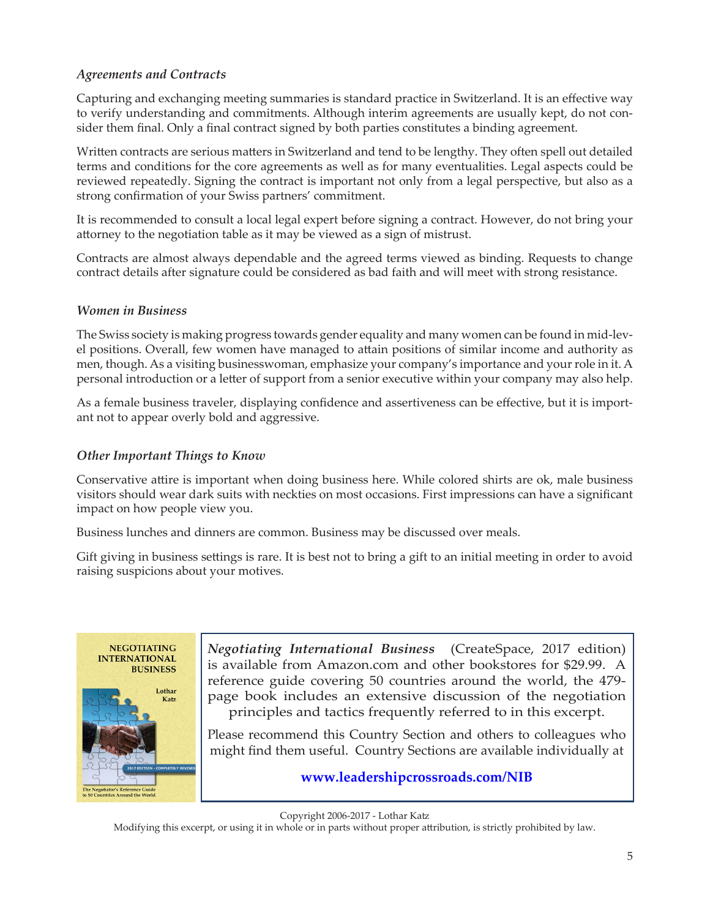### *Agreements and Contracts*

Capturing and exchanging meeting summaries is standard practice in Switzerland. It is an effective way to verify understanding and commitments. Although interim agreements are usually kept, do not consider them final. Only a final contract signed by both parties constitutes a binding agreement.

Written contracts are serious matters in Switzerland and tend to be lengthy. They often spell out detailed terms and conditions for the core agreements as well as for many eventualities. Legal aspects could be reviewed repeatedly. Signing the contract is important not only from a legal perspective, but also as a strong confirmation of your Swiss partners' commitment.

It is recommended to consult a local legal expert before signing a contract. However, do not bring your attorney to the negotiation table as it may be viewed as a sign of mistrust.

Contracts are almost always dependable and the agreed terms viewed as binding. Requests to change contract details after signature could be considered as bad faith and will meet with strong resistance.

### *Women in Business*

The Swiss society is making progress towards gender equality and many women can be found in mid-level positions. Overall, few women have managed to attain positions of similar income and authority as men, though. As a visiting businesswoman, emphasize your company's importance and your role in it. A personal introduction or a letter of support from a senior executive within your company may also help.

As a female business traveler, displaying confidence and assertiveness can be effective, but it is important not to appear overly bold and aggressive.

### *Other Important Things to Know*

Conservative attire is important when doing business here. While colored shirts are ok, male business visitors should wear dark suits with neckties on most occasions. First impressions can have a significant impact on how people view you.

Business lunches and dinners are common. Business may be discussed over meals.

Gift giving in business settings is rare. It is best not to bring a gift to an initial meeting in order to avoid raising suspicions about your motives.

NEGOTIATING INTERNATIONAL BUSINESS

Lothar Katz

2017 EDITION - COMPLETELY REVISED

The Negotiator's Reference Guide to 50 Countries Around the World

*Negotiating International Business* (CreateSpace, 2017 edition) is available from Amazon.com and other bookstores for $29.99. A reference guide covering 50 countries around the world, the 479-page book includes an extensive discussion of the negotiation principles and tactics frequently referred to in this excerpt.

Please recommend this Country Section and others to colleagues who might find them useful. Country Sections are available individually at

**www.leadershipcrossroads.com/NIB**

Copyright 2006-2017 - Lothar Katz

Modifying this excerpt, or using it in whole or in parts without proper attribution, is strictly prohibited by law.